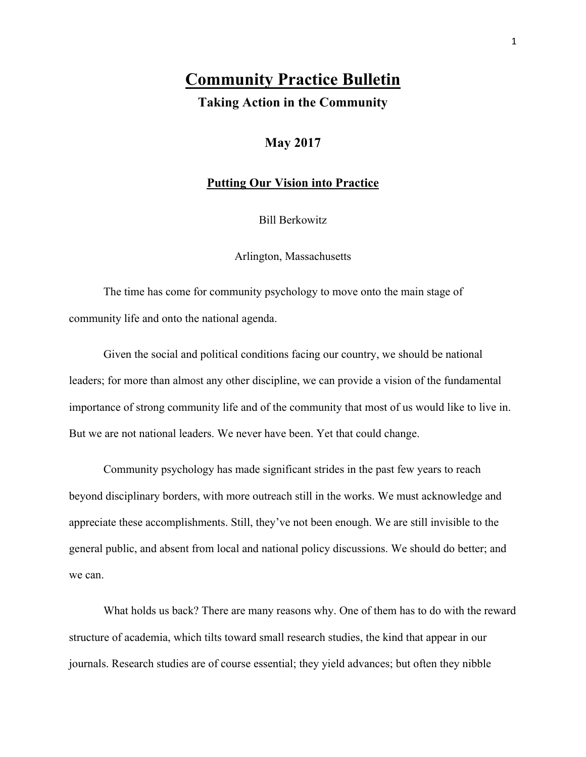# Community Practice Bulletin

## Taking Action in the Community

### May 2017

### Putting Our Vision into Practice

Bill Berkowitz

Arlington, Massachusetts

The time has come for community psychology to move onto the main stage of community life and onto the national agenda.

Given the social and political conditions facing our country, we should be national leaders; for more than almost any other discipline, we can provide a vision of the fundamental importance of strong community life and of the community that most of us would like to live in. But we are not national leaders. We never have been. Yet that could change.

Community psychology has made significant strides in the past few years to reach beyond disciplinary borders, with more outreach still in the works. We must acknowledge and appreciate these accomplishments. Still, they've not been enough. We are still invisible to the general public, and absent from local and national policy discussions. We should do better; and we can.

What holds us back? There are many reasons why. One of them has to do with the reward structure of academia, which tilts toward small research studies, the kind that appear in our journals. Research studies are of course essential; they yield advances; but often they nibble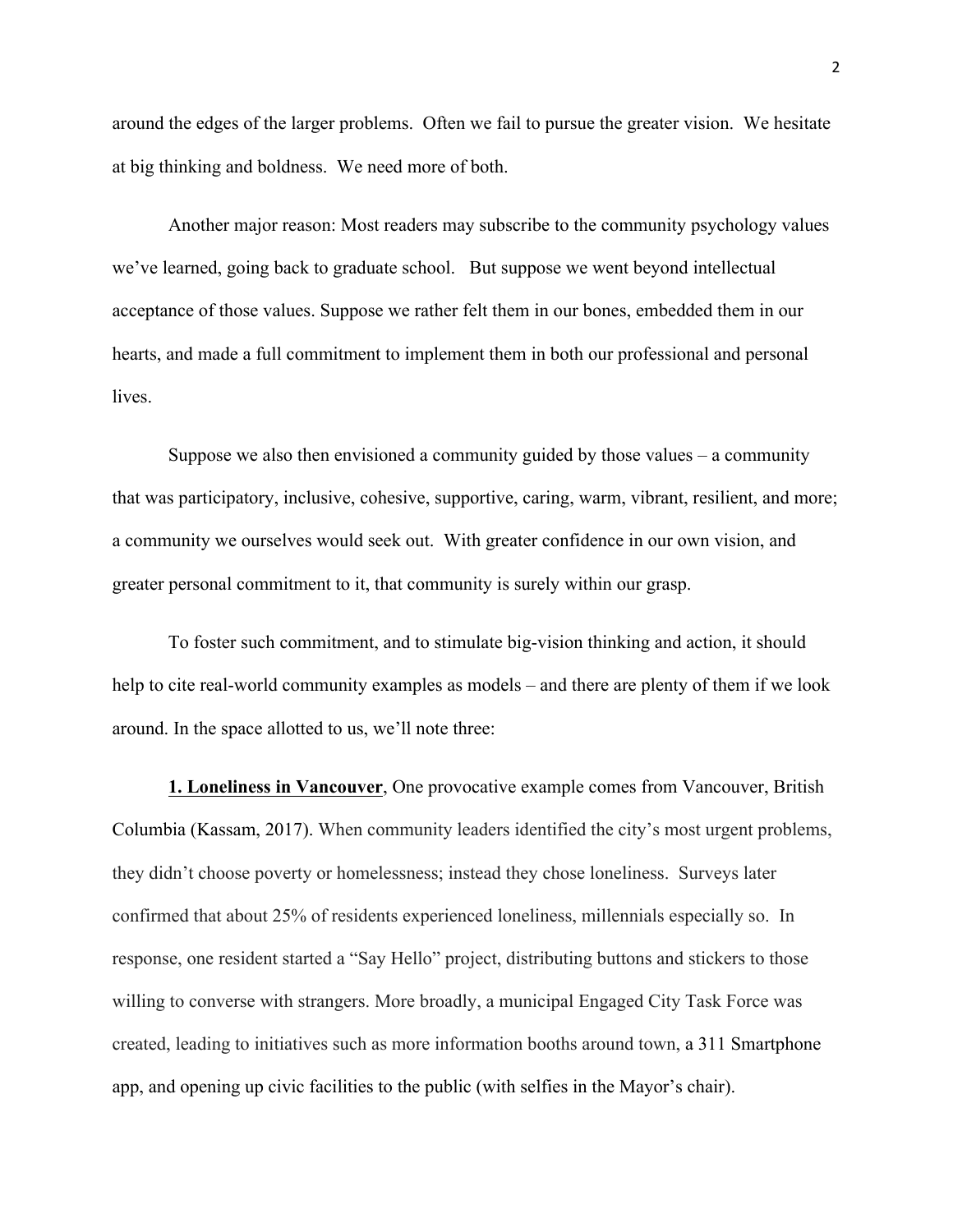around the edges of the larger problems. Often we fail to pursue the greater vision. We hesitate at big thinking and boldness. We need more of both.

Another major reason: Most readers may subscribe to the community psychology values we've learned, going back to graduate school. But suppose we went beyond intellectual acceptance of those values. Suppose we rather felt them in our bones, embedded them in our hearts, and made a full commitment to implement them in both our professional and personal lives.

Suppose we also then envisioned a community guided by those values – a community that was participatory, inclusive, cohesive, supportive, caring, warm, vibrant, resilient, and more; a community we ourselves would seek out. With greater confidence in our own vision, and greater personal commitment to it, that community is surely within our grasp.

To foster such commitment, and to stimulate big-vision thinking and action, it should help to cite real-world community examples as models – and there are plenty of them if we look around. In the space allotted to us, we'll note three:

**1. Loneliness in Vancouver**, One provocative example comes from Vancouver, British Columbia (Kassam, 2017). When community leaders identified the city's most urgent problems, they didn't choose poverty or homelessness; instead they chose loneliness. Surveys later confirmed that about 25% of residents experienced loneliness, millennials especially so. In response, one resident started a "Say Hello" project, distributing buttons and stickers to those willing to converse with strangers. More broadly, a municipal Engaged City Task Force was created, leading to initiatives such as more information booths around town, a 311 Smartphone app, and opening up civic facilities to the public (with selfies in the Mayor's chair).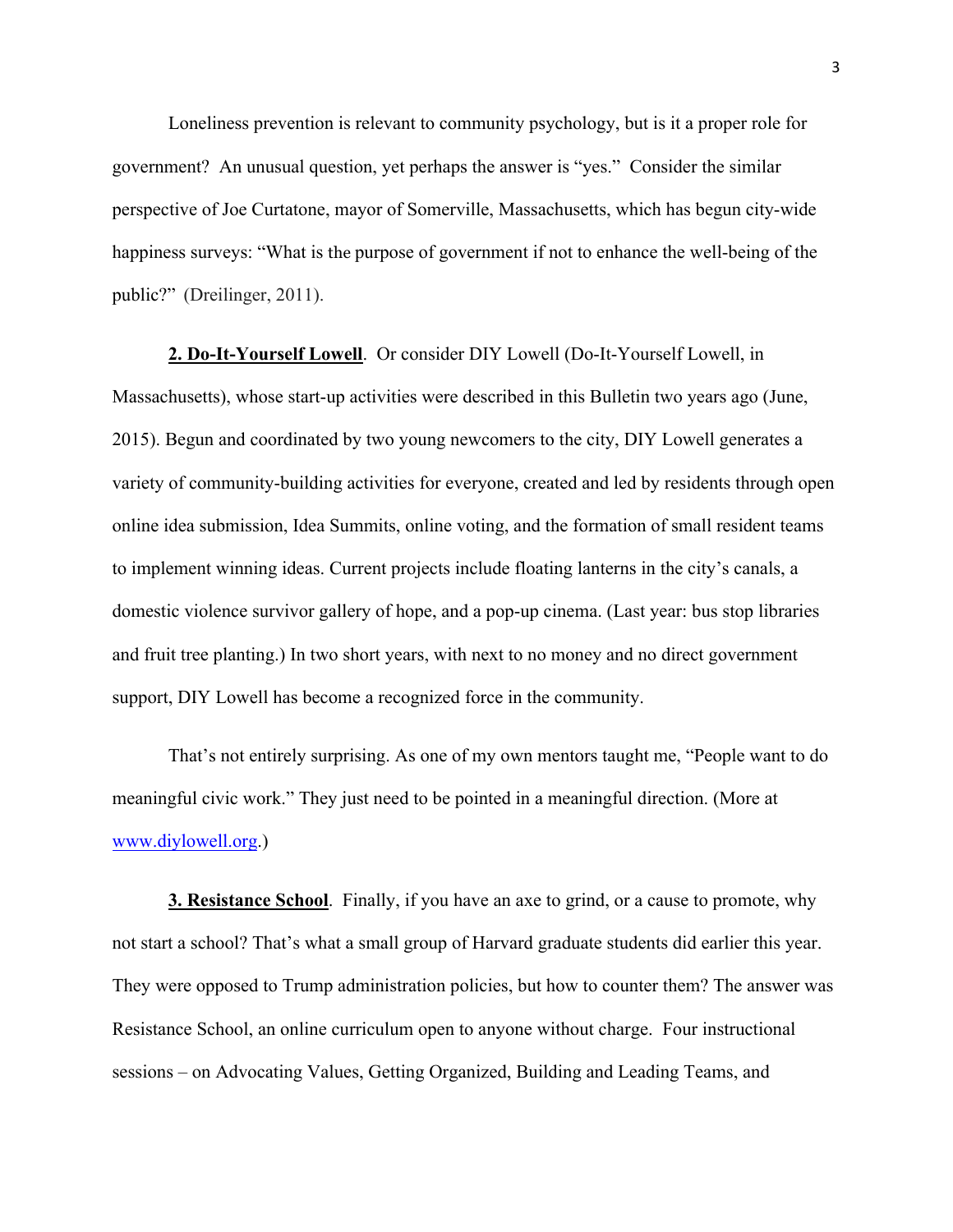Loneliness prevention is relevant to community psychology, but is it a proper role for government? An unusual question, yet perhaps the answer is "yes." Consider the similar perspective of Joe Curtatone, mayor of Somerville, Massachusetts, which has begun city-wide happiness surveys: "What is the purpose of government if not to enhance the well-being of the public?" (Dreilinger, 2011).

**2. Do-It-Yourself Lowell**. Or consider DIY Lowell (Do-It-Yourself Lowell, in Massachusetts), whose start-up activities were described in this Bulletin two years ago (June, 2015). Begun and coordinated by two young newcomers to the city, DIY Lowell generates a variety of community-building activities for everyone, created and led by residents through open online idea submission, Idea Summits, online voting, and the formation of small resident teams to implement winning ideas. Current projects include floating lanterns in the city's canals, a domestic violence survivor gallery of hope, and a pop-up cinema. (Last year: bus stop libraries and fruit tree planting.) In two short years, with next to no money and no direct government support, DIY Lowell has become a recognized force in the community.

That's not entirely surprising. As one of my own mentors taught me, "People want to do meaningful civic work." They just need to be pointed in a meaningful direction. (More at [www.diylowell.org](http://www.diylowell.org).)

**3. Resistance School**. Finally, if you have an axe to grind, or a cause to promote, why not start a school? That's what a small group of Harvard graduate students did earlier this year. They were opposed to Trump administration policies, but how to counter them? The answer was Resistance School, an online curriculum open to anyone without charge. Four instructional sessions – on Advocating Values, Getting Organized, Building and Leading Teams, and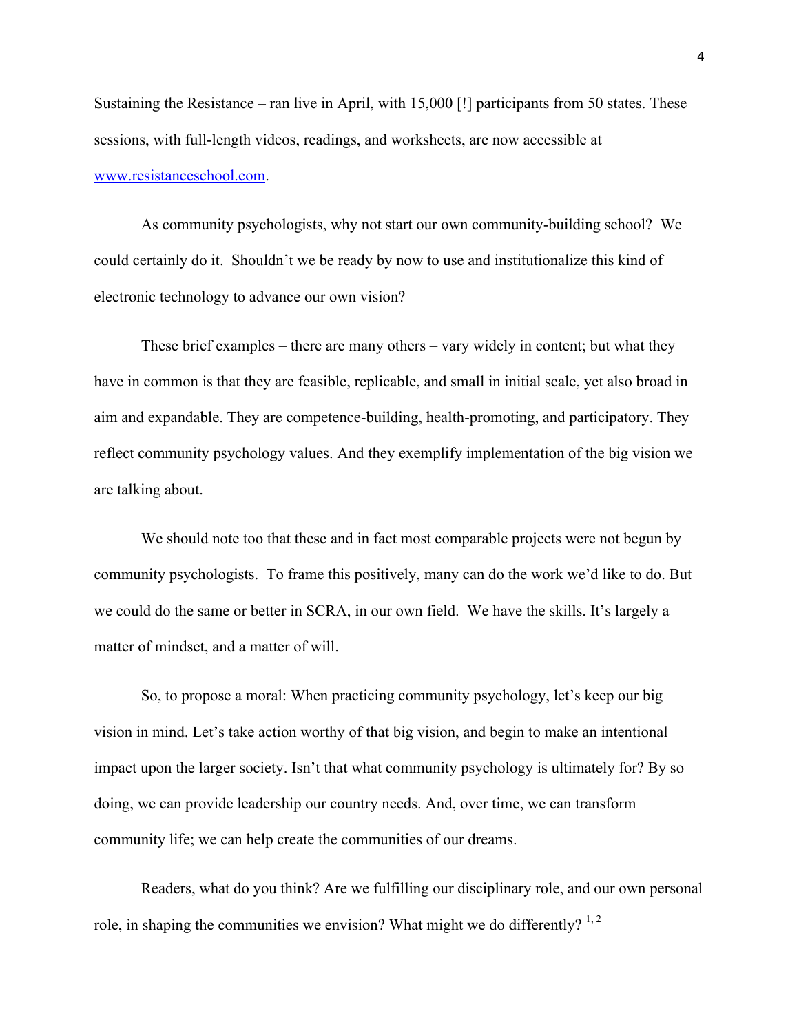Sustaining the Resistance – ran live in April, with 15,000 [!] participants from 50 states. These sessions, with full-length videos, readings, and worksheets, are now accessible at [www.resistanceschool.com](http://www.resistanceschool.com).

As community psychologists, why not start our own community-building school? We could certainly do it. Shouldn't we be ready by now to use and institutionalize this kind of electronic technology to advance our own vision?

These brief examples – there are many others – vary widely in content; but what they have in common is that they are feasible, replicable, and small in initial scale, yet also broad in aim and expandable. They are competence-building, health-promoting, and participatory. They reflect community psychology values. And they exemplify implementation of the big vision we are talking about.

We should note too that these and in fact most comparable projects were not begun by community psychologists. To frame this positively, many can do the work we'd like to do. But we could do the same or better in SCRA, in our own field. We have the skills. It's largely a matter of mindset, and a matter of will.

So, to propose a moral: When practicing community psychology, let's keep our big vision in mind. Let's take action worthy of that big vision, and begin to make an intentional impact upon the larger society. Isn't that what community psychology is ultimately for? By so doing, we can provide leadership our country needs. And, over time, we can transform community life; we can help create the communities of our dreams.

Readers, what do you think? Are we fulfilling our disciplinary role, and our own personal role, in shaping the communities we envision? What might we do differently? [1,2]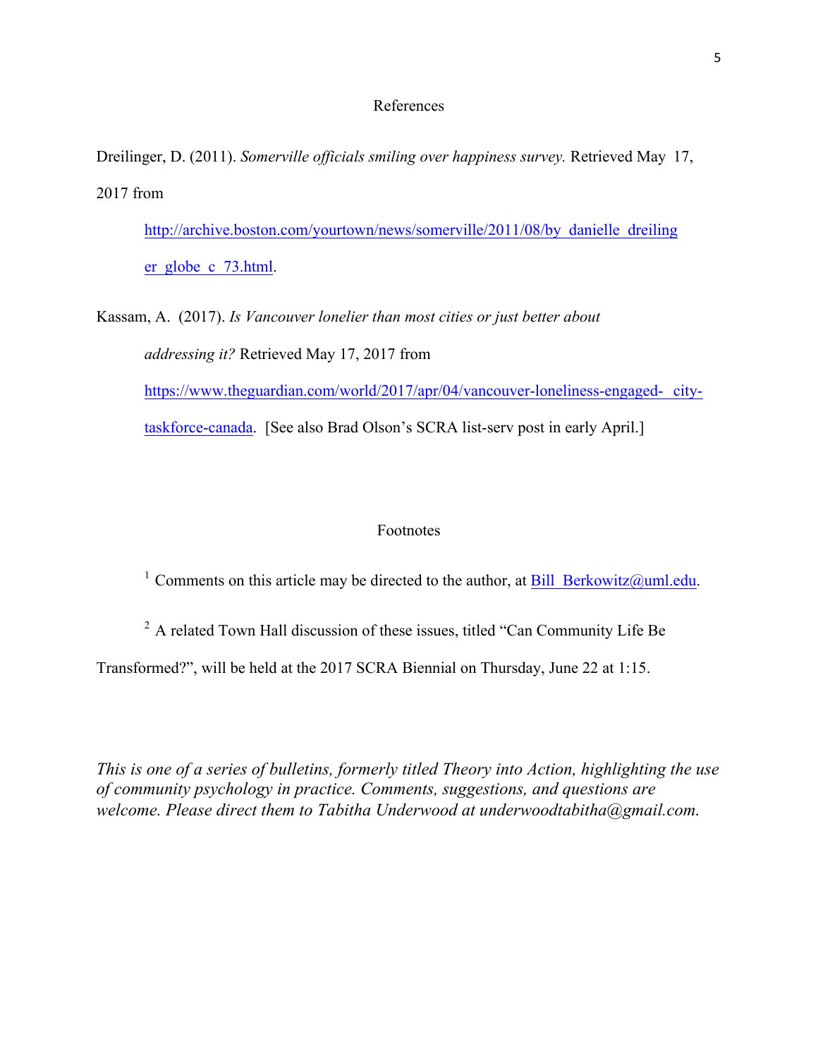## References

Dreilinger, D. (2011). *Somerville officials smiling over happiness survey.* Retrieved May 17, 2017 from http://archive.boston.com/yourtown/news/somerville/2011/08/by_danielle_dreilinger_globe_c_73.html.

Kassam, A. (2017). *Is Vancouver lonelier than most cities or just better about addressing it?* Retrieved May 17, 2017 from https://www.theguardian.com/world/2017/apr/04/vancouver-loneliness-engaged-city-taskforce-canada. [See also Brad Olson's SCRA list-serv post in early April.]

## Footnotes

[1] Comments on this article may be directed to the author, at Bill_Berkowitz@uml.edu.

[2] A related Town Hall discussion of these issues, titled "Can Community Life Be Transformed?", will be held at the 2017 SCRA Biennial on Thursday, June 22 at 1:15.

*This is one of a series of bulletins, formerly titled Theory into Action, highlighting the use of community psychology in practice. Comments, suggestions, and questions are welcome. Please direct them to Tabitha Underwood at underwoodtabitha@gmail.com.*